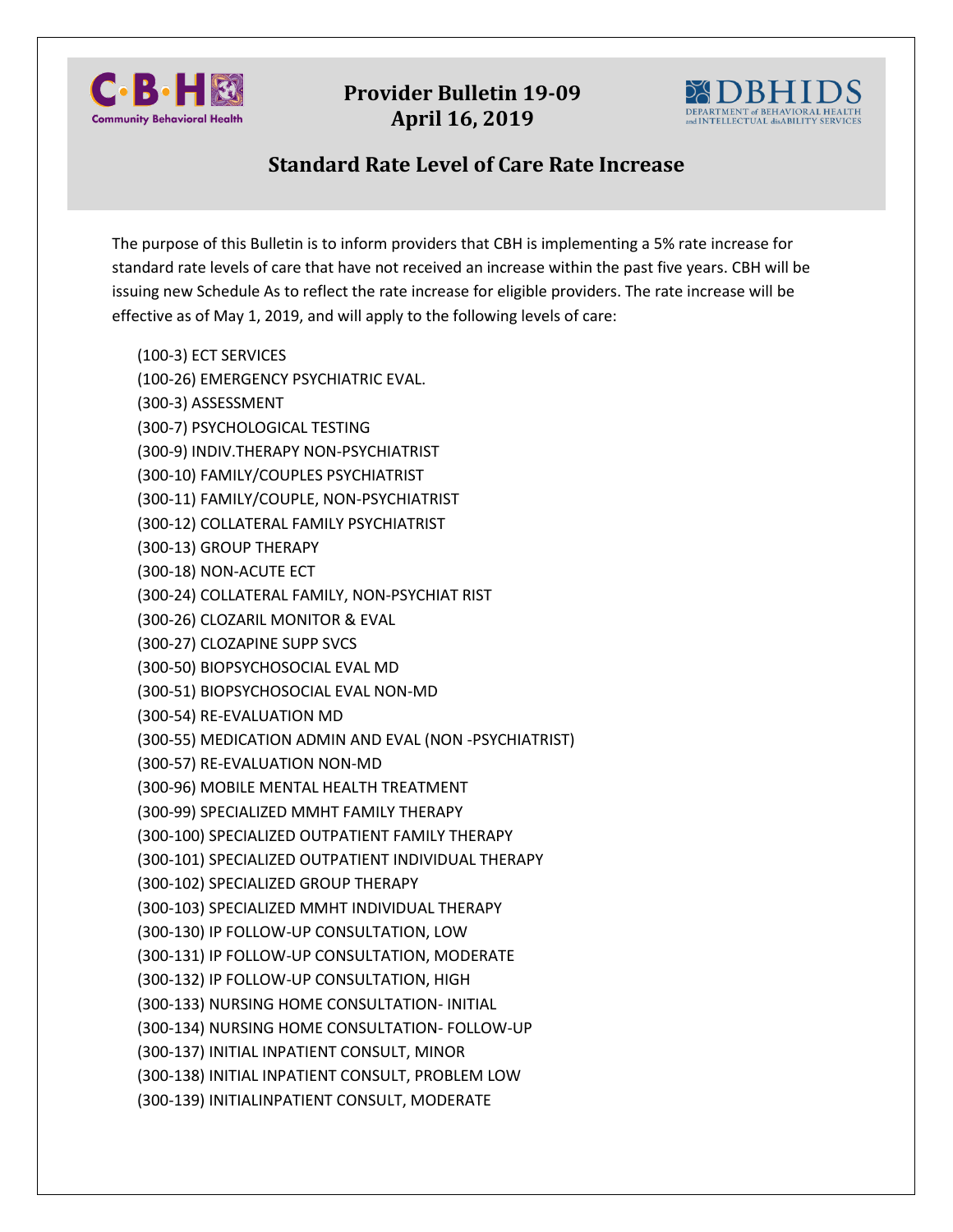# Provider Bulletin 19-09
## April 16, 2019

## Standard Rate Level of Care Rate Increase

The purpose of this Bulletin is to inform providers that CBH is implementing a 5% rate increase for standard rate levels of care that have not received an increase within the past five years. CBH will be issuing new Schedule As to reflect the rate increase for eligible providers. The rate increase will be effective as of May 1, 2019, and will apply to the following levels of care:

(100-3) ECT SERVICES
(100-26) EMERGENCY PSYCHIATRIC EVAL.
(300-3) ASSESSMENT
(300-7) PSYCHOLOGICAL TESTING
(300-9) INDIV.THERAPY NON-PSYCHIATRIST
(300-10) FAMILY/COUPLES PSYCHIATRIST
(300-11) FAMILY/COUPLE, NON-PSYCHIATRIST
(300-12) COLLATERAL FAMILY PSYCHIATRIST
(300-13) GROUP THERAPY
(300-18) NON-ACUTE ECT
(300-24) COLLATERAL FAMILY, NON-PSYCHIAT RIST
(300-26) CLOZARIL MONITOR & EVAL
(300-27) CLOZAPINE SUPP SVCS
(300-50) BIOPSYCHOSOCIAL EVAL MD
(300-51) BIOPSYCHOSOCIAL EVAL NON-MD
(300-54) RE-EVALUATION MD
(300-55) MEDICATION ADMIN AND EVAL (NON -PSYCHIATRIST)
(300-57) RE-EVALUATION NON-MD
(300-96) MOBILE MENTAL HEALTH TREATMENT
(300-99) SPECIALIZED MMHT FAMILY THERAPY
(300-100) SPECIALIZED OUTPATIENT FAMILY THERAPY
(300-101) SPECIALIZED OUTPATIENT INDIVIDUAL THERAPY
(300-102) SPECIALIZED GROUP THERAPY
(300-103) SPECIALIZED MMHT INDIVIDUAL THERAPY
(300-130) IP FOLLOW-UP CONSULTATION, LOW
(300-131) IP FOLLOW-UP CONSULTATION, MODERATE
(300-132) IP FOLLOW-UP CONSULTATION, HIGH
(300-133) NURSING HOME CONSULTATION- INITIAL
(300-134) NURSING HOME CONSULTATION- FOLLOW-UP
(300-137) INITIAL INPATIENT CONSULT, MINOR
(300-138) INITIAL INPATIENT CONSULT, PROBLEM LOW
(300-139) INITIALINPATIENT CONSULT, MODERATE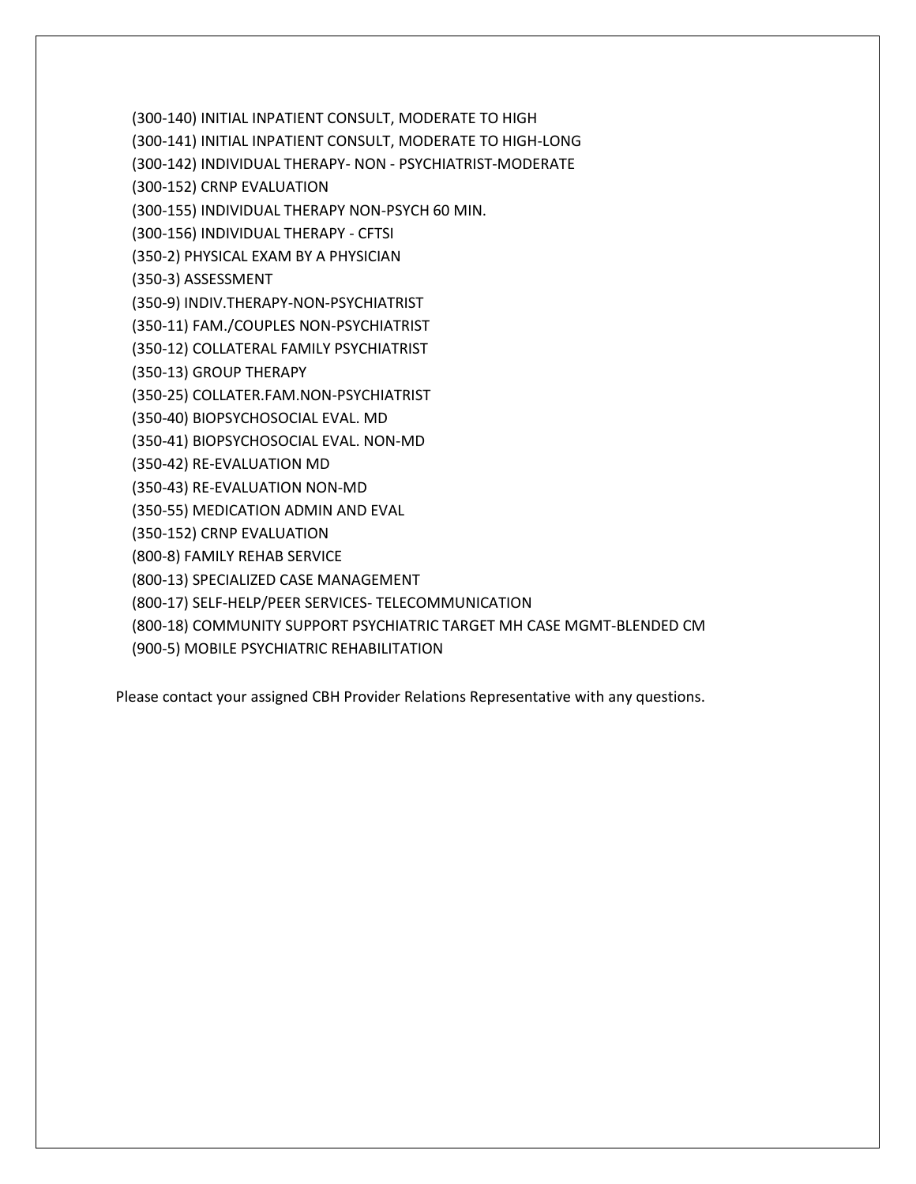(300-140) INITIAL INPATIENT CONSULT, MODERATE TO HIGH
(300-141) INITIAL INPATIENT CONSULT, MODERATE TO HIGH-LONG
(300-142) INDIVIDUAL THERAPY- NON - PSYCHIATRIST-MODERATE
(300-152) CRNP EVALUATION
(300-155) INDIVIDUAL THERAPY NON-PSYCH 60 MIN.
(300-156) INDIVIDUAL THERAPY - CFTSI
(350-2) PHYSICAL EXAM BY A PHYSICIAN
(350-3) ASSESSMENT
(350-9) INDIV.THERAPY-NON-PSYCHIATRIST
(350-11) FAM./COUPLES NON-PSYCHIATRIST
(350-12) COLLATERAL FAMILY PSYCHIATRIST
(350-13) GROUP THERAPY
(350-25) COLLATER.FAM.NON-PSYCHIATRIST
(350-40) BIOPSYCHOSOCIAL EVAL. MD
(350-41) BIOPSYCHOSOCIAL EVAL. NON-MD
(350-42) RE-EVALUATION MD
(350-43) RE-EVALUATION NON-MD
(350-55) MEDICATION ADMIN AND EVAL
(350-152) CRNP EVALUATION
(800-8) FAMILY REHAB SERVICE
(800-13) SPECIALIZED CASE MANAGEMENT
(800-17) SELF-HELP/PEER SERVICES- TELECOMMUNICATION
(800-18) COMMUNITY SUPPORT PSYCHIATRIC TARGET MH CASE MGMT-BLENDED CM
(900-5) MOBILE PSYCHIATRIC REHABILITATION

Please contact your assigned CBH Provider Relations Representative with any questions.